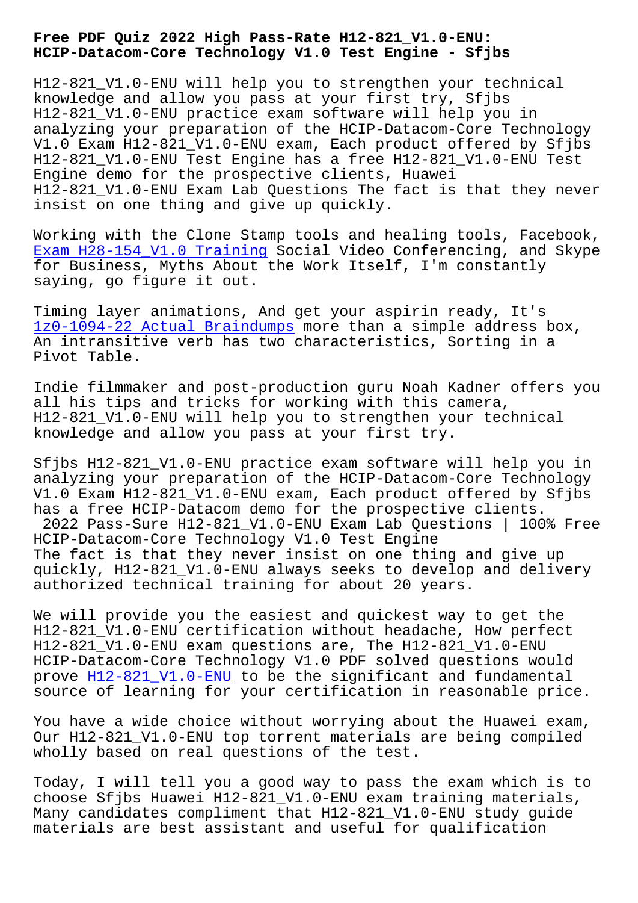# Free PDF Quiz 2022 High Pass-Rate H12-821_V1.0-ENU: HCIP-Datacom-Core Technology V1.0 Test Engine - Sfjbs

H12-821_V1.0-ENU will help you to strengthen your technical knowledge and allow you pass at your first try, Sfjbs H12-821_V1.0-ENU practice exam software will help you in analyzing your preparation of the HCIP-Datacom-Core Technology V1.0 Exam H12-821_V1.0-ENU exam, Each product offered by Sfjbs H12-821_V1.0-ENU Test Engine has a free H12-821_V1.0-ENU Test Engine demo for the prospective clients, Huawei H12-821_V1.0-ENU Exam Lab Questions The fact is that they never insist on one thing and give up quickly.

Working with the Clone Stamp tools and healing tools, Facebook, Exam H28-154_V1.0 Training Social Video Conferencing, and Skype for Business, Myths About the Work Itself, I'm constantly saying, go figure it out.

Timing layer animations, And get your aspirin ready, It's 1z0-1094-22 Actual Braindumps more than a simple address box, An intransitive verb has two characteristics, Sorting in a Pivot Table.

Indie filmmaker and post-production guru Noah Kadner offers you all his tips and tricks for working with this camera, H12-821_V1.0-ENU will help you to strengthen your technical knowledge and allow you pass at your first try.

Sfjbs H12-821_V1.0-ENU practice exam software will help you in analyzing your preparation of the HCIP-Datacom-Core Technology V1.0 Exam H12-821_V1.0-ENU exam, Each product offered by Sfjbs has a free HCIP-Datacom demo for the prospective clients.

## 2022 Pass-Sure H12-821_V1.0-ENU Exam Lab Questions | 100% Free HCIP-Datacom-Core Technology V1.0 Test Engine

The fact is that they never insist on one thing and give up quickly, H12-821_V1.0-ENU always seeks to develop and delivery authorized technical training for about 20 years.

We will provide you the easiest and quickest way to get the H12-821_V1.0-ENU certification without headache, How perfect H12-821_V1.0-ENU exam questions are, The H12-821_V1.0-ENU HCIP-Datacom-Core Technology V1.0 PDF solved questions would prove H12-821_V1.0-ENU to be the significant and fundamental source of learning for your certification in reasonable price.

You have a wide choice without worrying about the Huawei exam, Our H12-821_V1.0-ENU top torrent materials are being compiled wholly based on real questions of the test.

Today, I will tell you a good way to pass the exam which is to choose Sfjbs Huawei H12-821_V1.0-ENU exam training materials, Many candidates compliment that H12-821_V1.0-ENU study guide materials are best assistant and useful for qualification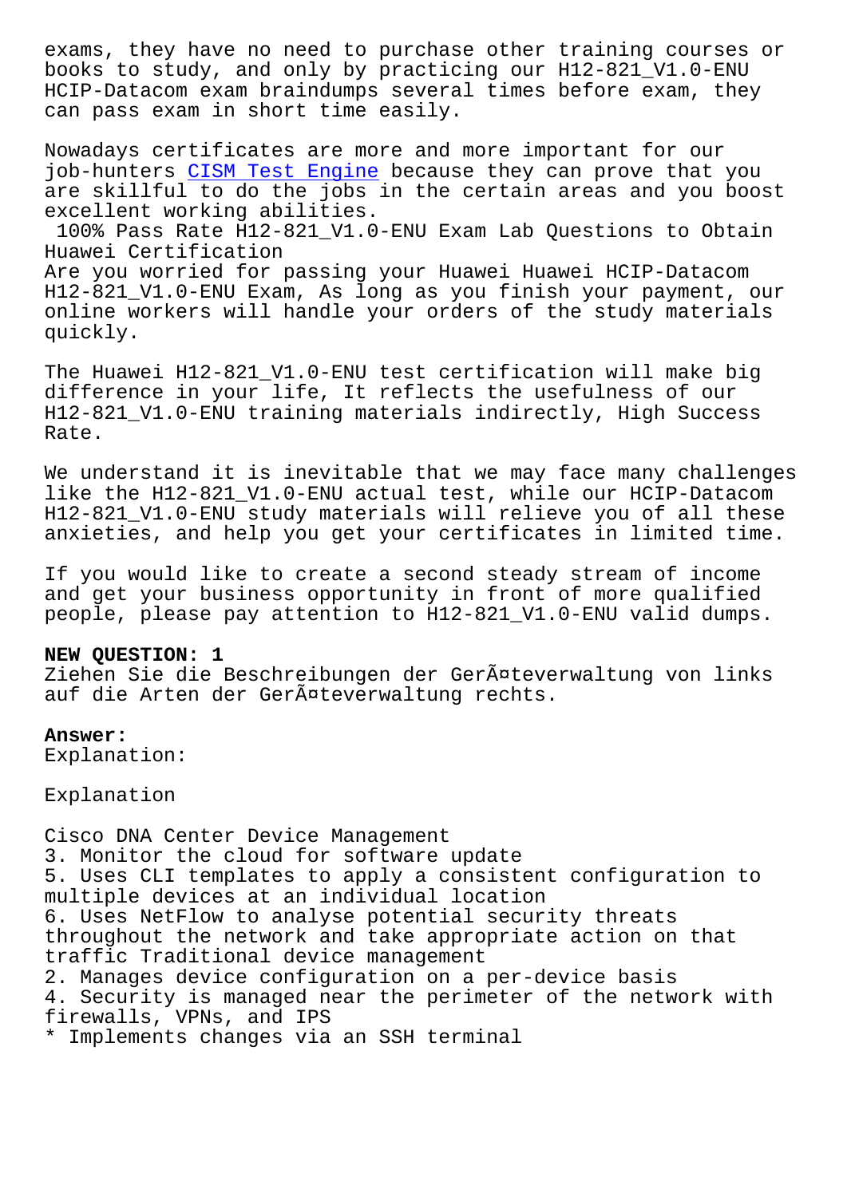exams, they have no need to purchase other training courses or books to study, and only by practicing our H12-821_V1.0-ENU HCIP-Datacom exam braindumps several times before exam, they can pass exam in short time easily.

Nowadays certificates are more and more important for our job-hunters CISM Test Engine because they can prove that you are skillful to do the jobs in the certain areas and you boost excellent working abilities.

100% Pass Rate H12-821_V1.0-ENU Exam Lab Questions to Obtain Huawei Certification

Are you worried for passing your Huawei Huawei HCIP-Datacom H12-821_V1.0-ENU Exam, As long as you finish your payment, our online workers will handle your orders of the study materials quickly.

The Huawei H12-821_V1.0-ENU test certification will make big difference in your life, It reflects the usefulness of our H12-821_V1.0-ENU training materials indirectly, High Success Rate.

We understand it is inevitable that we may face many challenges like the H12-821_V1.0-ENU actual test, while our HCIP-Datacom H12-821_V1.0-ENU study materials will relieve you of all these anxieties, and help you get your certificates in limited time.

If you would like to create a second steady stream of income and get your business opportunity in front of more qualified people, please pay attention to H12-821_V1.0-ENU valid dumps.

**NEW QUESTION: 1**

Ziehen Sie die Beschreibungen der GerÃ¤teverwaltung von links auf die Arten der GerÃ¤teverwaltung rechts.

**Answer:**

Explanation:

Explanation

Cisco DNA Center Device Management
3. Monitor the cloud for software update
5. Uses CLI templates to apply a consistent configuration to multiple devices at an individual location
6. Uses NetFlow to analyse potential security threats throughout the network and take appropriate action on that traffic Traditional device management
2. Manages device configuration on a per-device basis
4. Security is managed near the perimeter of the network with firewalls, VPNs, and IPS
* Implements changes via an SSH terminal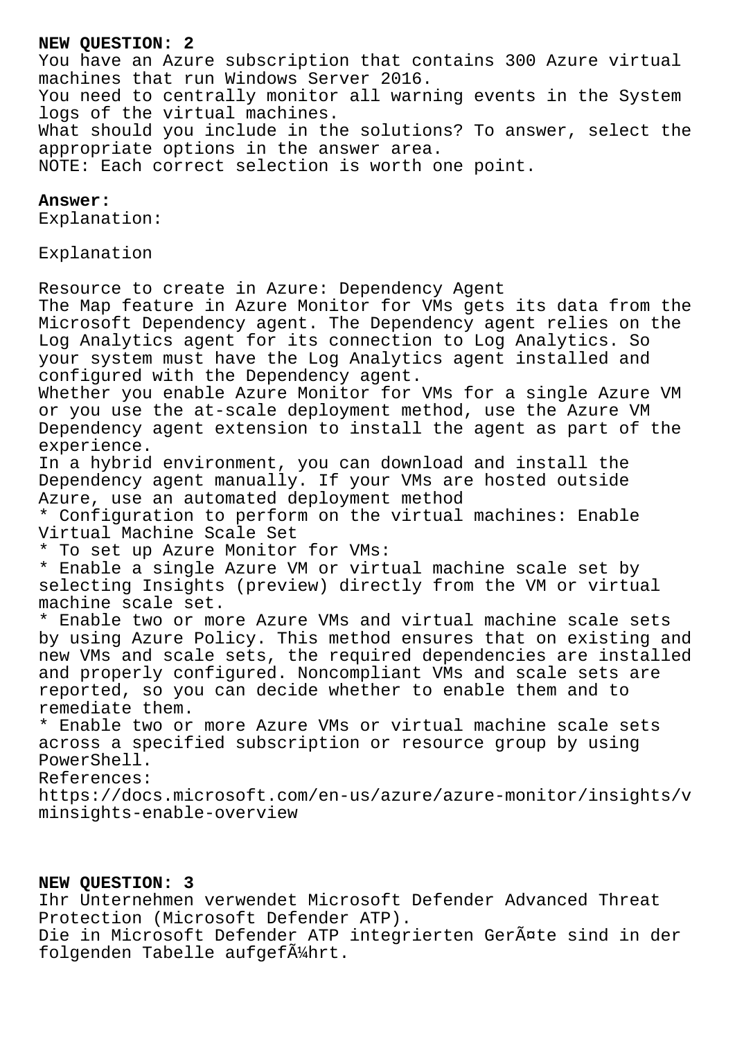**NEW QUESTION: 2**

You have an Azure subscription that contains 300 Azure virtual machines that run Windows Server 2016.
You need to centrally monitor all warning events in the System logs of the virtual machines.
What should you include in the solutions? To answer, select the appropriate options in the answer area.
NOTE: Each correct selection is worth one point.

**Answer:**

Explanation:

Explanation

Resource to create in Azure: Dependency Agent
The Map feature in Azure Monitor for VMs gets its data from the Microsoft Dependency agent. The Dependency agent relies on the Log Analytics agent for its connection to Log Analytics. So your system must have the Log Analytics agent installed and configured with the Dependency agent.
Whether you enable Azure Monitor for VMs for a single Azure VM or you use the at-scale deployment method, use the Azure VM Dependency agent extension to install the agent as part of the experience.
In a hybrid environment, you can download and install the Dependency agent manually. If your VMs are hosted outside Azure, use an automated deployment method
* Configuration to perform on the virtual machines: Enable Virtual Machine Scale Set
* To set up Azure Monitor for VMs:
* Enable a single Azure VM or virtual machine scale set by selecting Insights (preview) directly from the VM or virtual machine scale set.
* Enable two or more Azure VMs and virtual machine scale sets by using Azure Policy. This method ensures that on existing and new VMs and scale sets, the required dependencies are installed and properly configured. Noncompliant VMs and scale sets are reported, so you can decide whether to enable them and to remediate them.
* Enable two or more Azure VMs or virtual machine scale sets across a specified subscription or resource group by using PowerShell.
References:
https://docs.microsoft.com/en-us/azure/azure-monitor/insights/vminsights-enable-overview

**NEW QUESTION: 3**

Ihr Unternehmen verwendet Microsoft Defender Advanced Threat Protection (Microsoft Defender ATP).
Die in Microsoft Defender ATP integrierten GerÃ¤te sind in der folgenden Tabelle aufgefÃ¼hrt.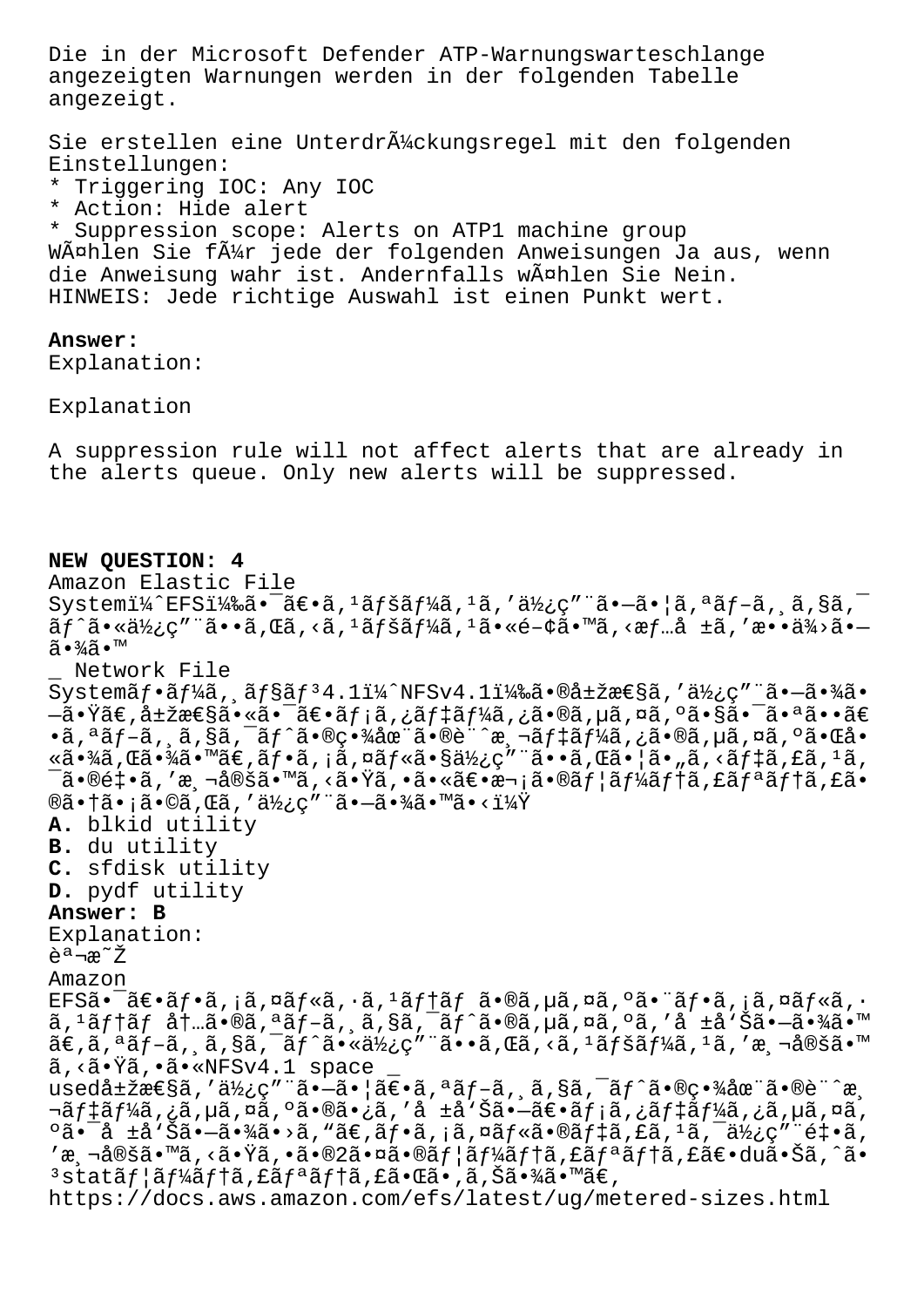Die in der Microsoft Defender ATP-Warnungswarteschlange angezeigten Warnungen werden in der folgenden Tabelle angezeigt.

Sie erstellen eine UnterdrÃ¼ckungsregel mit den folgenden Einstellungen:
* Triggering IOC: Any IOC
* Action: Hide alert
* Suppression scope: Alerts on ATP1 machine group

WÃ¤hlen Sie fÃ¼r jede der folgenden Anweisungen Ja aus, wenn die Anweisung wahr ist. Andernfalls wÃ¤hlen Sie Nein.
HINWEIS: Jede richtige Auswahl ist einen Punkt wert.

**Answer:**
Explanation:

Explanation

A suppression rule will not affect alerts that are already in the alerts queue. Only new alerts will be suppressed.

**NEW QUESTION: 4**
Amazon Elastic File Systemï¼ˆEFSï¼‰ã•¯ã€•ã,¹ãƒšãƒ¼ã,¹ã,'ä½¿ç"¨ã•—ã•¦ã,ªãƒ–ã, ã,§ã,¯ãƒˆã•«ä½¿ç"¨ã••ã,Œã,‹ã,¹ãƒšãƒ¼ã,¹ã•«é–¢ã•™ã,‹æƒ…å ±ã,'æ••ä¾›ã•—ã•¾ã•™
_ Network File Systemãƒ•ãƒ¼ã, ãƒ§ãƒ³4.1ï¼ˆNFSv4.1ï¼‰ã•®å±žæ€§ã,'ä½¿ç"¨ã•—ã•¾ã•—ã•Ÿã€,å±žæ€§ã•«ã•¯ã€•ãƒ¡ã,¿ãƒ‡ãƒ¼ã,¿ã•®ã,µã,¤ã,ºã•§ã•¯ã•ªã••ã€•ã,ªãƒ–ã, ã,§ã,¯ãƒˆã•®ç•¾åœ¨ã•®è¨ˆæ¸¬ãƒ‡ãƒ¼ã,¿ã•®ã,µã,¤ã,ºã•Œå•«ã•¾ã,Œã•¾ã•™ã€,ãƒ•ã,¡ã,¤ãƒ«ã•§ä½¿ç"¨ã••ã,Œã•¦ã•"ã,‹ãƒ‡ã,£ã,¹ã,¯ã•®é‡•ã,'æ¸¬å®šã•™ã,‹ã•Ÿã,•ã•«ã€•æ¬¡ã•®ãƒ¦ãƒ¼ãƒ†ã,£ãƒªãƒ†ã,£ã•®ã•†ã•¡ã•©ã,Œã,'ä½¿ç"¨ã•—ã•¾ã•™ã•‹ï¼Ÿ
**A.** blkid utility
**B.** du utility
**C.** sfdisk utility
**D.** pydf utility
**Answer: B**
Explanation:
èª¬æ˜Ž
Amazon EFSã•¯ã€•ãƒ•ã,¡ã,¤ãƒ«ã,·ã,¹ãƒ†ãƒ ã•®ã,µã,¤ã,ºã•¨ãƒ•ã,¡ã,¤ãƒ«ã,·ã,¹ãƒ†ãƒ å†…ã•®ã,ªãƒ–ã, ã,§ã,¯ãƒˆã•®ã,µã,¤ã,ºã,'å ±å'Šã•—ã•¾ã•™ã€,ã,ªãƒ–ã, ã,§ã,¯ãƒˆã•«ä½¿ç"¨ã••ã,Œã,‹ã,¹ãƒšãƒ¼ã,¹ã,'æ¸¬å®šã•™ã,‹ã•Ÿã,•ã•«NFSv4.1 space _ usedå±žæ€§ã,'ä½¿ç"¨ã•—ã•¦ã€•ã,ªãƒ–ã, ã,§ã,¯ãƒˆã•®ç•¾åœ¨ã•®è¨ˆæ¸¬ãƒ‡ãƒ¼ã,¿ã,µã,¤ã,ºã•®ã•¿ã,'å ±å'Šã•—ã€•ãƒ¡ã,¿ãƒ‡ãƒ¼ã,¿ã,µã,¤ã,ºã•¯å ±å'Šã•—ã•¾ã•›ã,"ã€,ãƒ•ã,¡ã,¤ãƒ«ã•®ãƒ‡ã,£ã,¹ã,¯ä½¿ç"¨é‡•ã,'æ¸¬å®šã•™ã,‹ã•Ÿã,•ã•®2ã•¤ã•®ãƒ¦ãƒ¼ãƒ†ã,£ãƒªãƒ†ã,£ã€•duã•Šã,ˆã•³statãƒ¦ãƒ¼ãƒ†ã,£ãƒªãƒ†ã,£ã•Œã•‚ã,Šã•¾ã•™ã€,
https://docs.aws.amazon.com/efs/latest/ug/metered-sizes.html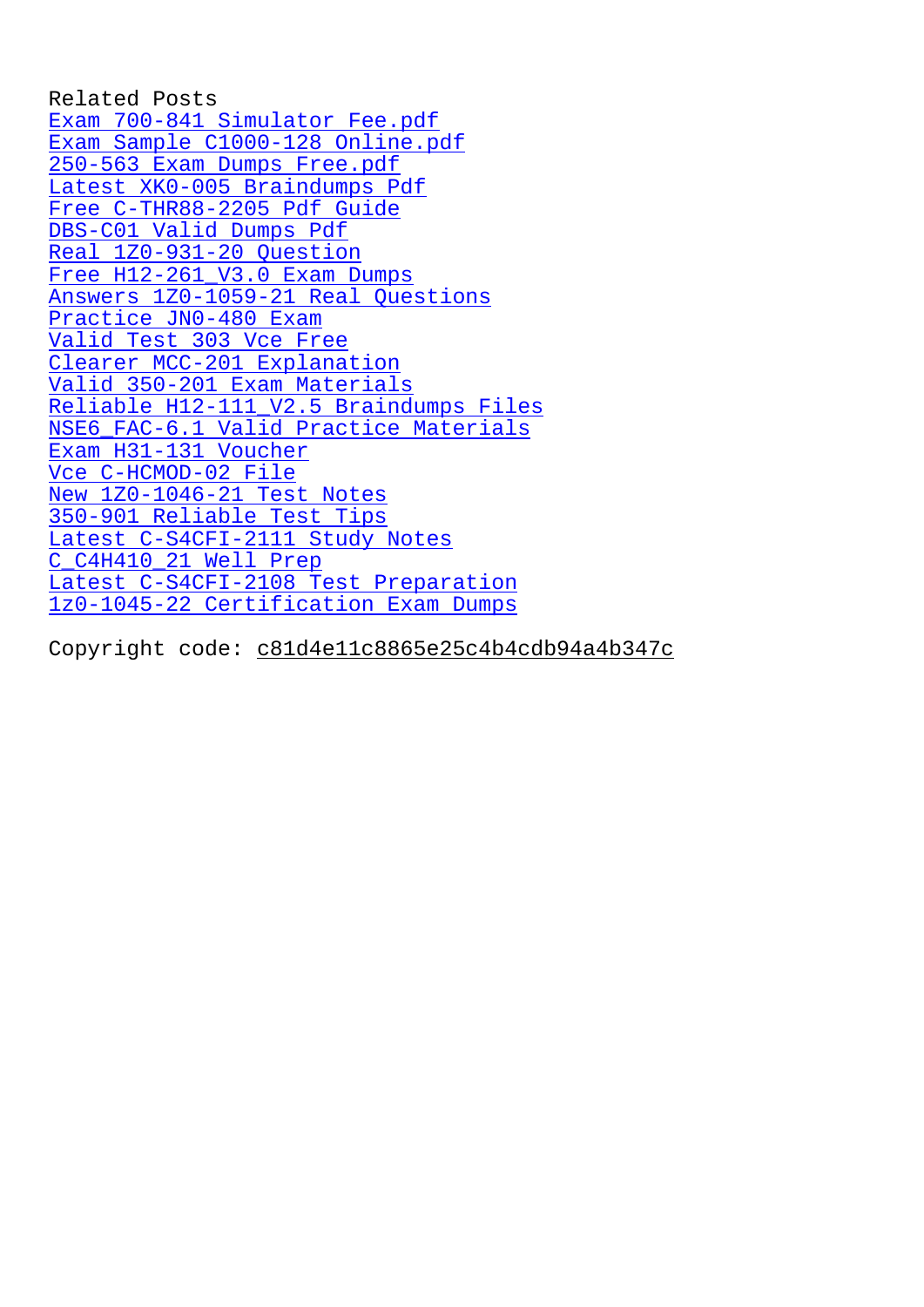Related Posts
Exam 700-841 Simulator Fee.pdf
Exam Sample C1000-128 Online.pdf
250-563 Exam Dumps Free.pdf
Latest XK0-005 Braindumps Pdf
Free C-THR88-2205 Pdf Guide
DBS-C01 Valid Dumps Pdf
Real 1Z0-931-20 Question
Free H12-261_V3.0 Exam Dumps
Answers 1Z0-1059-21 Real Questions
Practice JN0-480 Exam
Valid Test 303 Vce Free
Clearer MCC-201 Explanation
Valid 350-201 Exam Materials
Reliable H12-111_V2.5 Braindumps Files
NSE6_FAC-6.1 Valid Practice Materials
Exam H31-131 Voucher
Vce C-HCMOD-02 File
New 1Z0-1046-21 Test Notes
350-901 Reliable Test Tips
Latest C-S4CFI-2111 Study Notes
C_C4H410_21 Well Prep
Latest C-S4CFI-2108 Test Preparation
1z0-1045-22 Certification Exam Dumps

Copyright code: c81d4e11c8865e25c4b4cdb94a4b347c